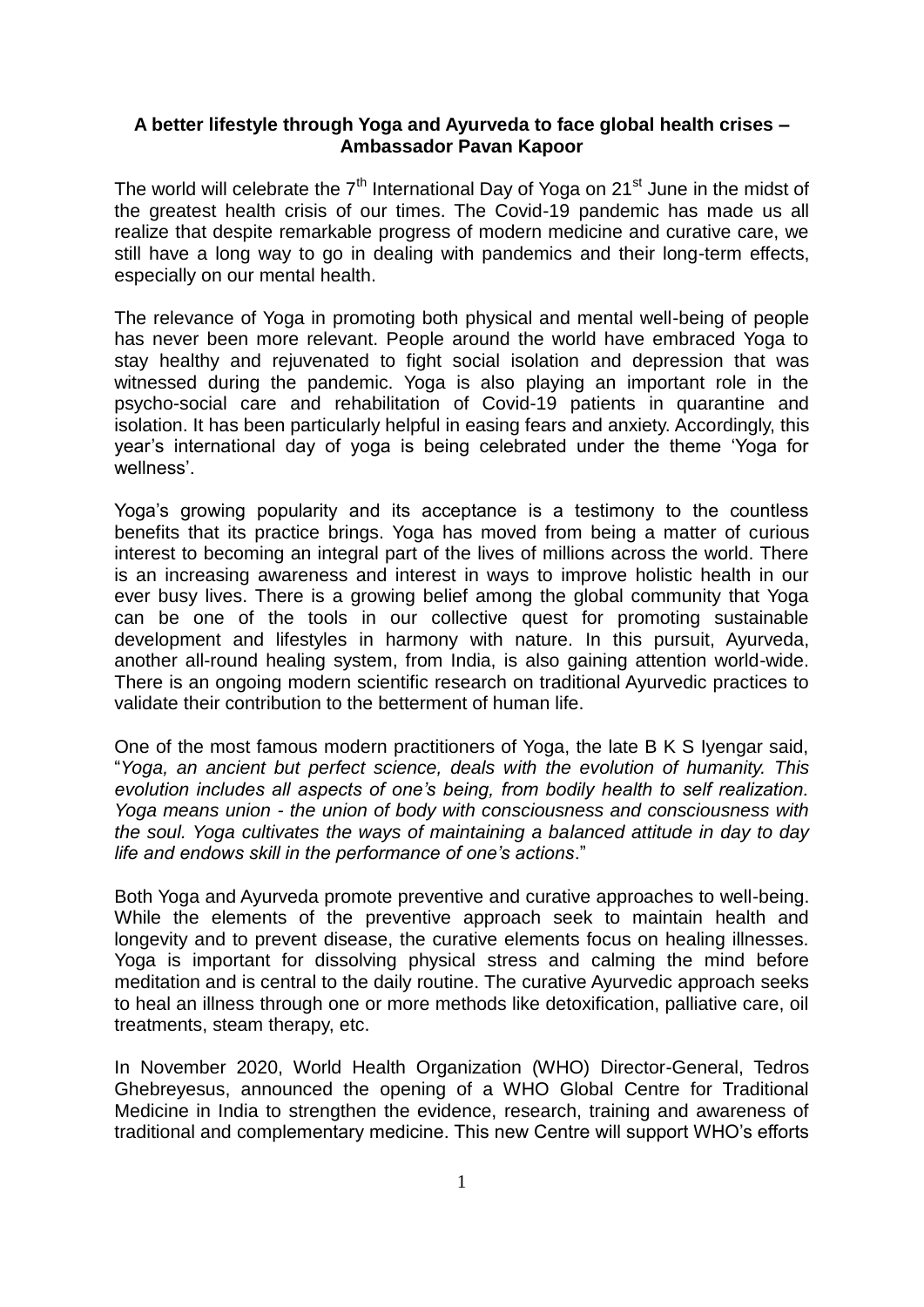**A better lifestyle through Yoga and Ayurveda to face global health crises – Ambassador Pavan Kapoor**

The world will celebrate the 7th International Day of Yoga on 21st June in the midst of the greatest health crisis of our times. The Covid-19 pandemic has made us all realize that despite remarkable progress of modern medicine and curative care, we still have a long way to go in dealing with pandemics and their long-term effects, especially on our mental health.

The relevance of Yoga in promoting both physical and mental well-being of people has never been more relevant. People around the world have embraced Yoga to stay healthy and rejuvenated to fight social isolation and depression that was witnessed during the pandemic. Yoga is also playing an important role in the psycho-social care and rehabilitation of Covid-19 patients in quarantine and isolation. It has been particularly helpful in easing fears and anxiety. Accordingly, this year's international day of yoga is being celebrated under the theme 'Yoga for wellness'.

Yoga's growing popularity and its acceptance is a testimony to the countless benefits that its practice brings. Yoga has moved from being a matter of curious interest to becoming an integral part of the lives of millions across the world. There is an increasing awareness and interest in ways to improve holistic health in our ever busy lives. There is a growing belief among the global community that Yoga can be one of the tools in our collective quest for promoting sustainable development and lifestyles in harmony with nature. In this pursuit, Ayurveda, another all-round healing system, from India, is also gaining attention world-wide. There is an ongoing modern scientific research on traditional Ayurvedic practices to validate their contribution to the betterment of human life.

One of the most famous modern practitioners of Yoga, the late B K S Iyengar said, "*Yoga, an ancient but perfect science, deals with the evolution of humanity. This evolution includes all aspects of one's being, from bodily health to self realization. Yoga means union - the union of body with consciousness and consciousness with the soul. Yoga cultivates the ways of maintaining a balanced attitude in day to day life and endows skill in the performance of one's actions*."

Both Yoga and Ayurveda promote preventive and curative approaches to well-being. While the elements of the preventive approach seek to maintain health and longevity and to prevent disease, the curative elements focus on healing illnesses. Yoga is important for dissolving physical stress and calming the mind before meditation and is central to the daily routine. The curative Ayurvedic approach seeks to heal an illness through one or more methods like detoxification, palliative care, oil treatments, steam therapy, etc.

In November 2020, World Health Organization (WHO) Director-General, Tedros Ghebreyesus, announced the opening of a WHO Global Centre for Traditional Medicine in India to strengthen the evidence, research, training and awareness of traditional and complementary medicine. This new Centre will support WHO's efforts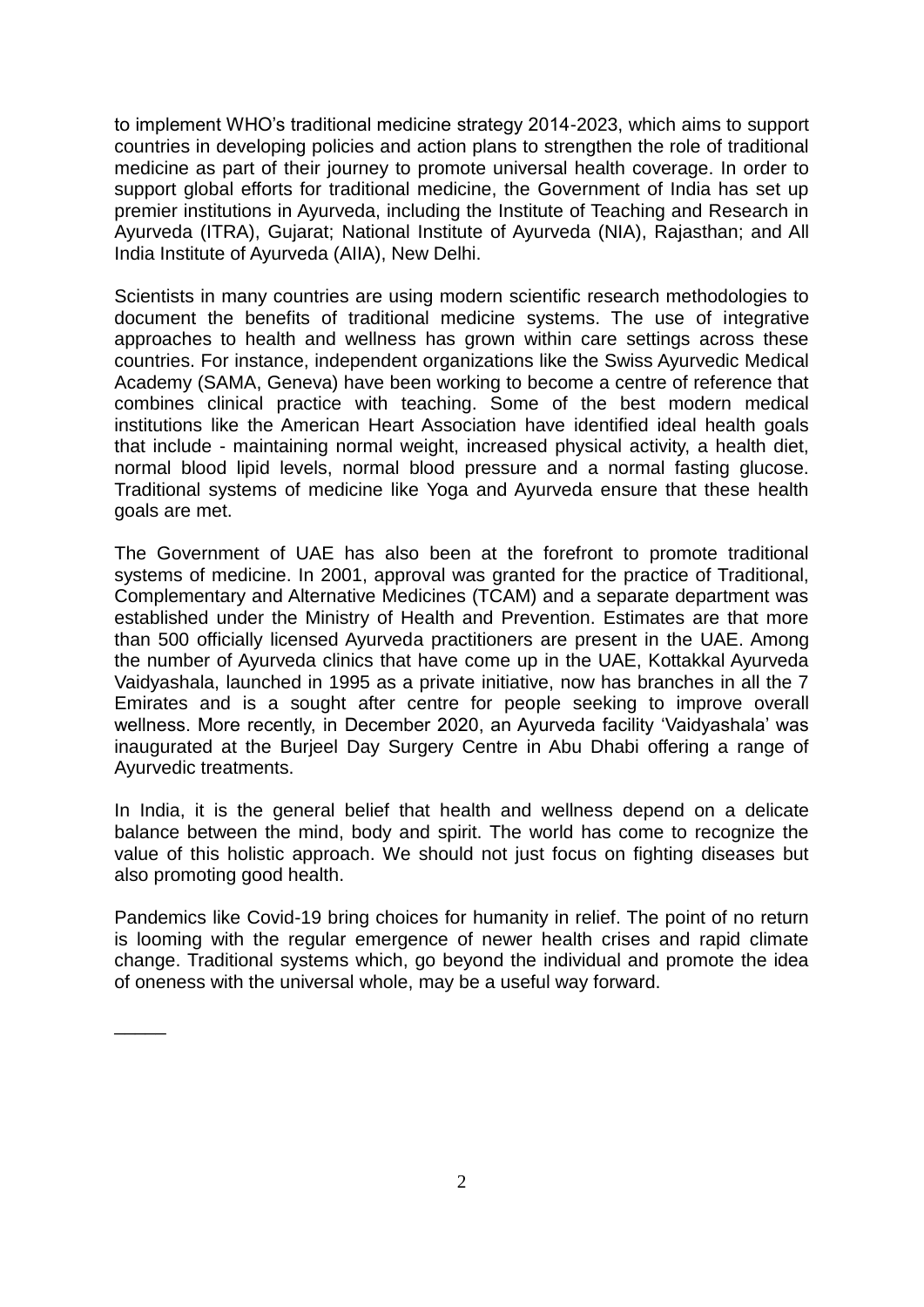to implement WHO's traditional medicine strategy 2014-2023, which aims to support countries in developing policies and action plans to strengthen the role of traditional medicine as part of their journey to promote universal health coverage. In order to support global efforts for traditional medicine, the Government of India has set up premier institutions in Ayurveda, including the Institute of Teaching and Research in Ayurveda (ITRA), Gujarat; National Institute of Ayurveda (NIA), Rajasthan; and All India Institute of Ayurveda (AIIA), New Delhi.

Scientists in many countries are using modern scientific research methodologies to document the benefits of traditional medicine systems. The use of integrative approaches to health and wellness has grown within care settings across these countries. For instance, independent organizations like the Swiss Ayurvedic Medical Academy (SAMA, Geneva) have been working to become a centre of reference that combines clinical practice with teaching. Some of the best modern medical institutions like the American Heart Association have identified ideal health goals that include - maintaining normal weight, increased physical activity, a health diet, normal blood lipid levels, normal blood pressure and a normal fasting glucose. Traditional systems of medicine like Yoga and Ayurveda ensure that these health goals are met.

The Government of UAE has also been at the forefront to promote traditional systems of medicine. In 2001, approval was granted for the practice of Traditional, Complementary and Alternative Medicines (TCAM) and a separate department was established under the Ministry of Health and Prevention. Estimates are that more than 500 officially licensed Ayurveda practitioners are present in the UAE. Among the number of Ayurveda clinics that have come up in the UAE, Kottakkal Ayurveda Vaidyashala, launched in 1995 as a private initiative, now has branches in all the 7 Emirates and is a sought after centre for people seeking to improve overall wellness. More recently, in December 2020, an Ayurveda facility 'Vaidyashala' was inaugurated at the Burjeel Day Surgery Centre in Abu Dhabi offering a range of Ayurvedic treatments.

In India, it is the general belief that health and wellness depend on a delicate balance between the mind, body and spirit. The world has come to recognize the value of this holistic approach. We should not just focus on fighting diseases but also promoting good health.

Pandemics like Covid-19 bring choices for humanity in relief. The point of no return is looming with the regular emergence of newer health crises and rapid climate change. Traditional systems which, go beyond the individual and promote the idea of oneness with the universal whole, may be a useful way forward.

\_\_\_\_\_